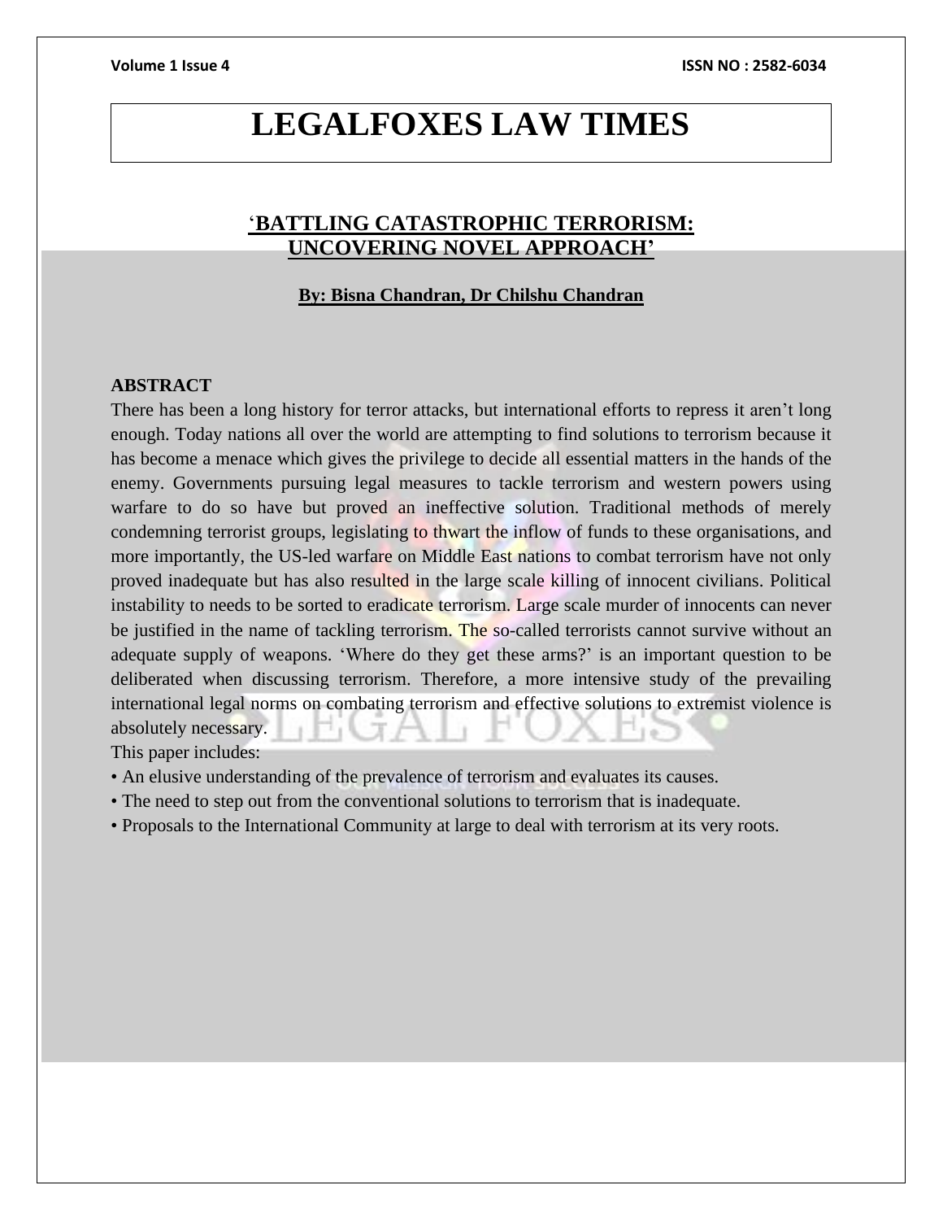# LEGALFOXES LAW TIMES

## 'BATTLING CATASTROPHIC TERRORISM: UNCOVERING NOVEL APPROACH'

**By: Bisna Chandran, Dr Chilshu Chandran**

**ABSTRACT**

There has been a long history for terror attacks, but international efforts to repress it aren't long enough. Today nations all over the world are attempting to find solutions to terrorism because it has become a menace which gives the privilege to decide all essential matters in the hands of the enemy. Governments pursuing legal measures to tackle terrorism and western powers using warfare to do so have but proved an ineffective solution. Traditional methods of merely condemning terrorist groups, legislating to thwart the inflow of funds to these organisations, and more importantly, the US-led warfare on Middle East nations to combat terrorism have not only proved inadequate but has also resulted in the large scale killing of innocent civilians. Political instability to needs to be sorted to eradicate terrorism. Large scale murder of innocents can never be justified in the name of tackling terrorism. The so-called terrorists cannot survive without an adequate supply of weapons. 'Where do they get these arms?' is an important question to be deliberated when discussing terrorism. Therefore, a more intensive study of the prevailing international legal norms on combating terrorism and effective solutions to extremist violence is absolutely necessary.

This paper includes:

- An elusive understanding of the prevalence of terrorism and evaluates its causes.
- The need to step out from the conventional solutions to terrorism that is inadequate.
- Proposals to the International Community at large to deal with terrorism at its very roots.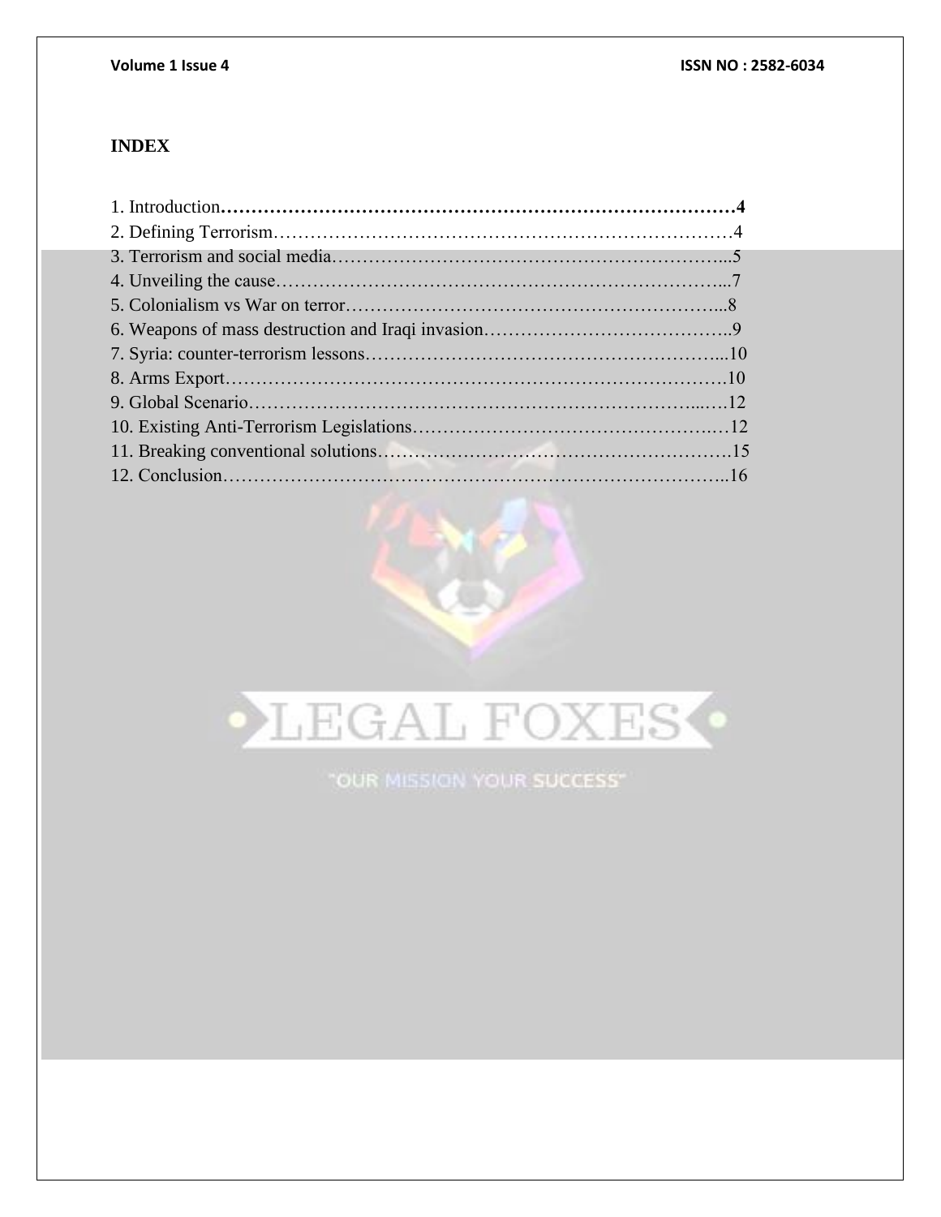## INDEX

1. Introduction……………………………………………………………………………4
2. Defining Terrorism…………………………………………………………………4
3. Terrorism and social media…………………………………………………………...5
4. Unveiling the cause…………………………………………………………………...7
5. Colonialism vs War on terror……………………………………………………...8
6. Weapons of mass destruction and Iraqi invasion…………………………………..9
7. Syria: counter-terrorism lessons…………………………………………………...10
8. Arms Export……………………………………………………………………….10
9. Global Scenario………………………………………………………………...…12
10. Existing Anti-Terrorism Legislations…………………………………………….…12
11. Breaking conventional solutions………………………………………………….15
12. Conclusion………………………………………………………………………..16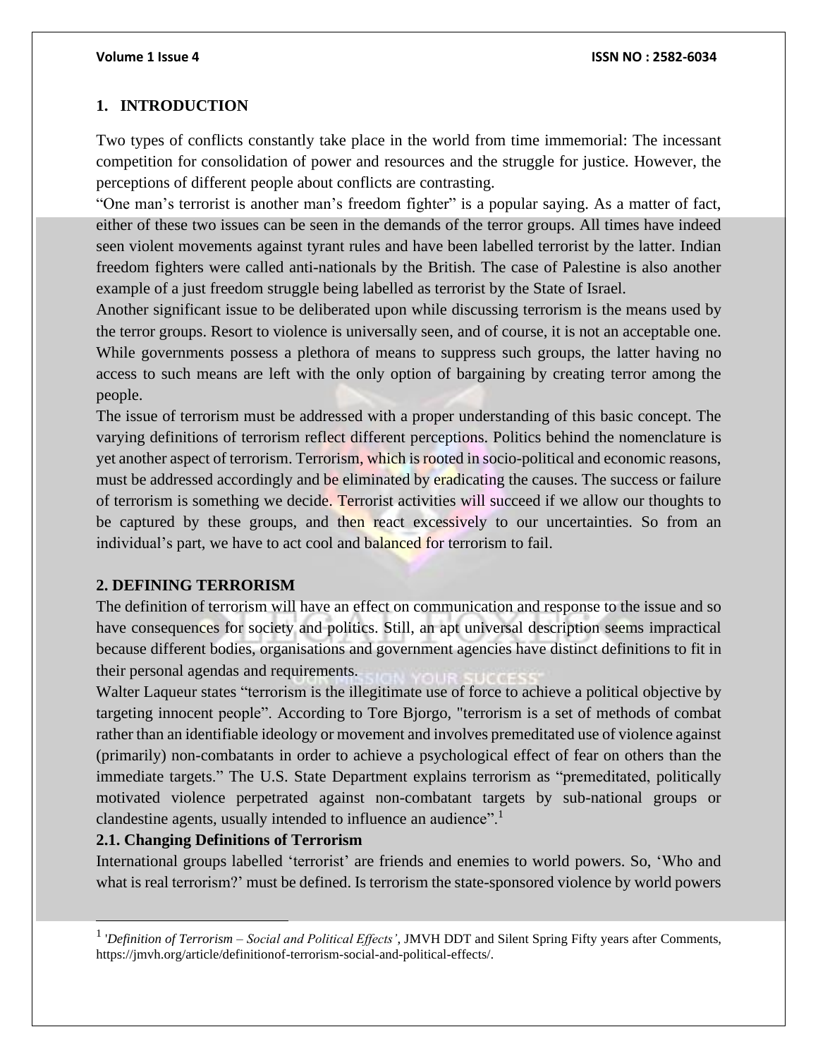## 1. INTRODUCTION

Two types of conflicts constantly take place in the world from time immemorial: The incessant competition for consolidation of power and resources and the struggle for justice. However, the perceptions of different people about conflicts are contrasting.

"One man's terrorist is another man's freedom fighter" is a popular saying. As a matter of fact, either of these two issues can be seen in the demands of the terror groups. All times have indeed seen violent movements against tyrant rules and have been labelled terrorist by the latter. Indian freedom fighters were called anti-nationals by the British. The case of Palestine is also another example of a just freedom struggle being labelled as terrorist by the State of Israel.

Another significant issue to be deliberated upon while discussing terrorism is the means used by the terror groups. Resort to violence is universally seen, and of course, it is not an acceptable one. While governments possess a plethora of means to suppress such groups, the latter having no access to such means are left with the only option of bargaining by creating terror among the people.

The issue of terrorism must be addressed with a proper understanding of this basic concept. The varying definitions of terrorism reflect different perceptions. Politics behind the nomenclature is yet another aspect of terrorism. Terrorism, which is rooted in socio-political and economic reasons, must be addressed accordingly and be eliminated by eradicating the causes. The success or failure of terrorism is something we decide. Terrorist activities will succeed if we allow our thoughts to be captured by these groups, and then react excessively to our uncertainties. So from an individual's part, we have to act cool and balanced for terrorism to fail.

## 2. DEFINING TERRORISM

The definition of terrorism will have an effect on communication and response to the issue and so have consequences for society and politics. Still, an apt universal description seems impractical because different bodies, organisations and government agencies have distinct definitions to fit in their personal agendas and requirements.

Walter Laqueur states "terrorism is the illegitimate use of force to achieve a political objective by targeting innocent people". According to Tore Bjorgo, "terrorism is a set of methods of combat rather than an identifiable ideology or movement and involves premeditated use of violence against (primarily) non-combatants in order to achieve a psychological effect of fear on others than the immediate targets." The U.S. State Department explains terrorism as "premeditated, politically motivated violence perpetrated against non-combatant targets by sub-national groups or clandestine agents, usually intended to influence an audience".[1]

### 2.1. Changing Definitions of Terrorism

International groups labelled 'terrorist' are friends and enemies to world powers. So, 'Who and what is real terrorism?' must be defined. Is terrorism the state-sponsored violence by world powers

---

[1] '*Definition of Terrorism – Social and Political Effects'*, JMVH DDT and Silent Spring Fifty years after Comments, https://jmvh.org/article/definitionof-terrorism-social-and-political-effects/.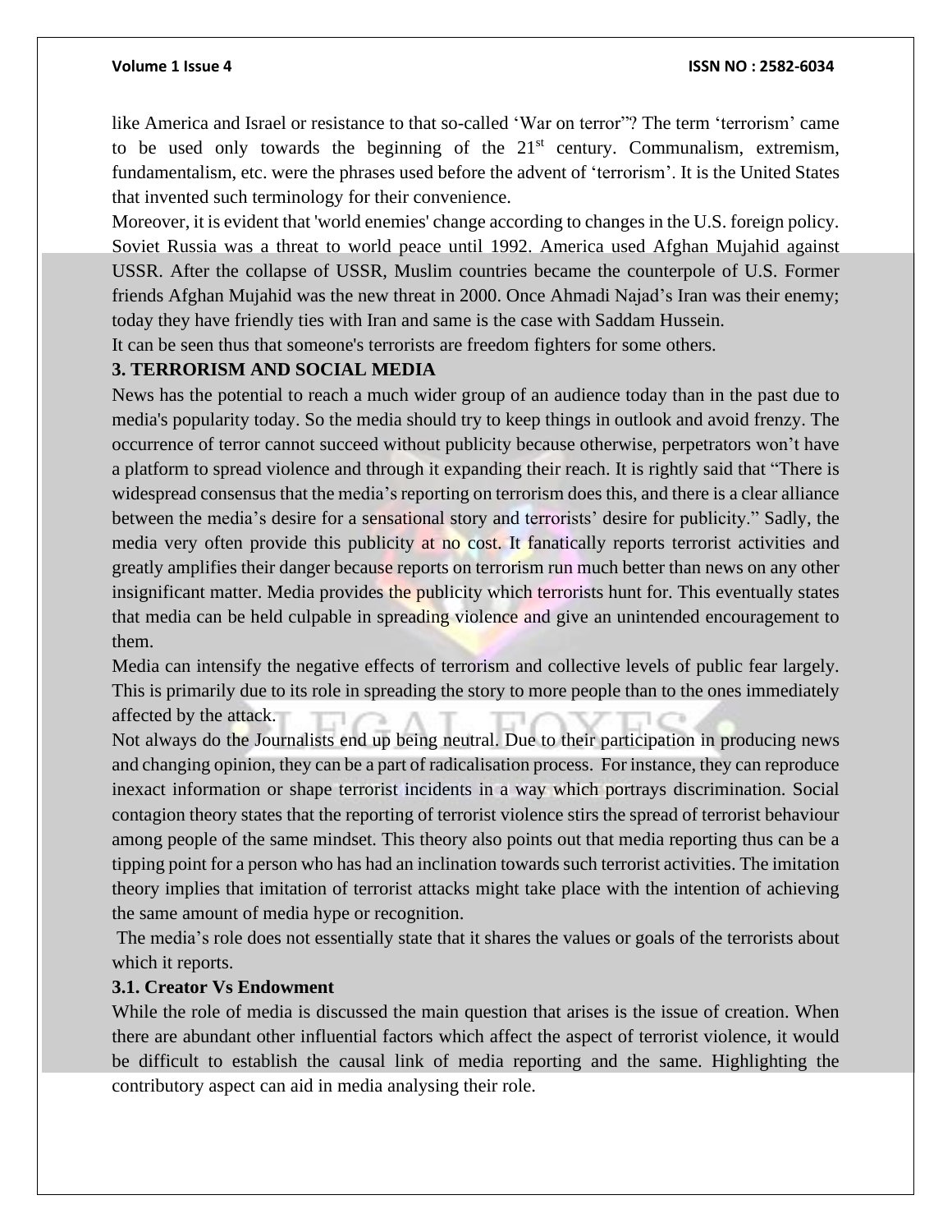like America and Israel or resistance to that so-called 'War on terror"? The term 'terrorism' came to be used only towards the beginning of the 21st century. Communalism, extremism, fundamentalism, etc. were the phrases used before the advent of 'terrorism'. It is the United States that invented such terminology for their convenience.

Moreover, it is evident that 'world enemies' change according to changes in the U.S. foreign policy. Soviet Russia was a threat to world peace until 1992. America used Afghan Mujahid against USSR. After the collapse of USSR, Muslim countries became the counterpole of U.S. Former friends Afghan Mujahid was the new threat in 2000. Once Ahmadi Najad's Iran was their enemy; today they have friendly ties with Iran and same is the case with Saddam Hussein.

It can be seen thus that someone's terrorists are freedom fighters for some others.

## 3. TERRORISM AND SOCIAL MEDIA

News has the potential to reach a much wider group of an audience today than in the past due to media's popularity today. So the media should try to keep things in outlook and avoid frenzy. The occurrence of terror cannot succeed without publicity because otherwise, perpetrators won't have a platform to spread violence and through it expanding their reach. It is rightly said that "There is widespread consensus that the media's reporting on terrorism does this, and there is a clear alliance between the media's desire for a sensational story and terrorists' desire for publicity." Sadly, the media very often provide this publicity at no cost. It fanatically reports terrorist activities and greatly amplifies their danger because reports on terrorism run much better than news on any other insignificant matter. Media provides the publicity which terrorists hunt for. This eventually states that media can be held culpable in spreading violence and give an unintended encouragement to them.

Media can intensify the negative effects of terrorism and collective levels of public fear largely. This is primarily due to its role in spreading the story to more people than to the ones immediately affected by the attack.

Not always do the Journalists end up being neutral. Due to their participation in producing news and changing opinion, they can be a part of radicalisation process. For instance, they can reproduce inexact information or shape terrorist incidents in a way which portrays discrimination. Social contagion theory states that the reporting of terrorist violence stirs the spread of terrorist behaviour among people of the same mindset. This theory also points out that media reporting thus can be a tipping point for a person who has had an inclination towards such terrorist activities. The imitation theory implies that imitation of terrorist attacks might take place with the intention of achieving the same amount of media hype or recognition.

The media's role does not essentially state that it shares the values or goals of the terrorists about which it reports.

### 3.1. Creator Vs Endowment

While the role of media is discussed the main question that arises is the issue of creation. When there are abundant other influential factors which affect the aspect of terrorist violence, it would be difficult to establish the causal link of media reporting and the same. Highlighting the contributory aspect can aid in media analysing their role.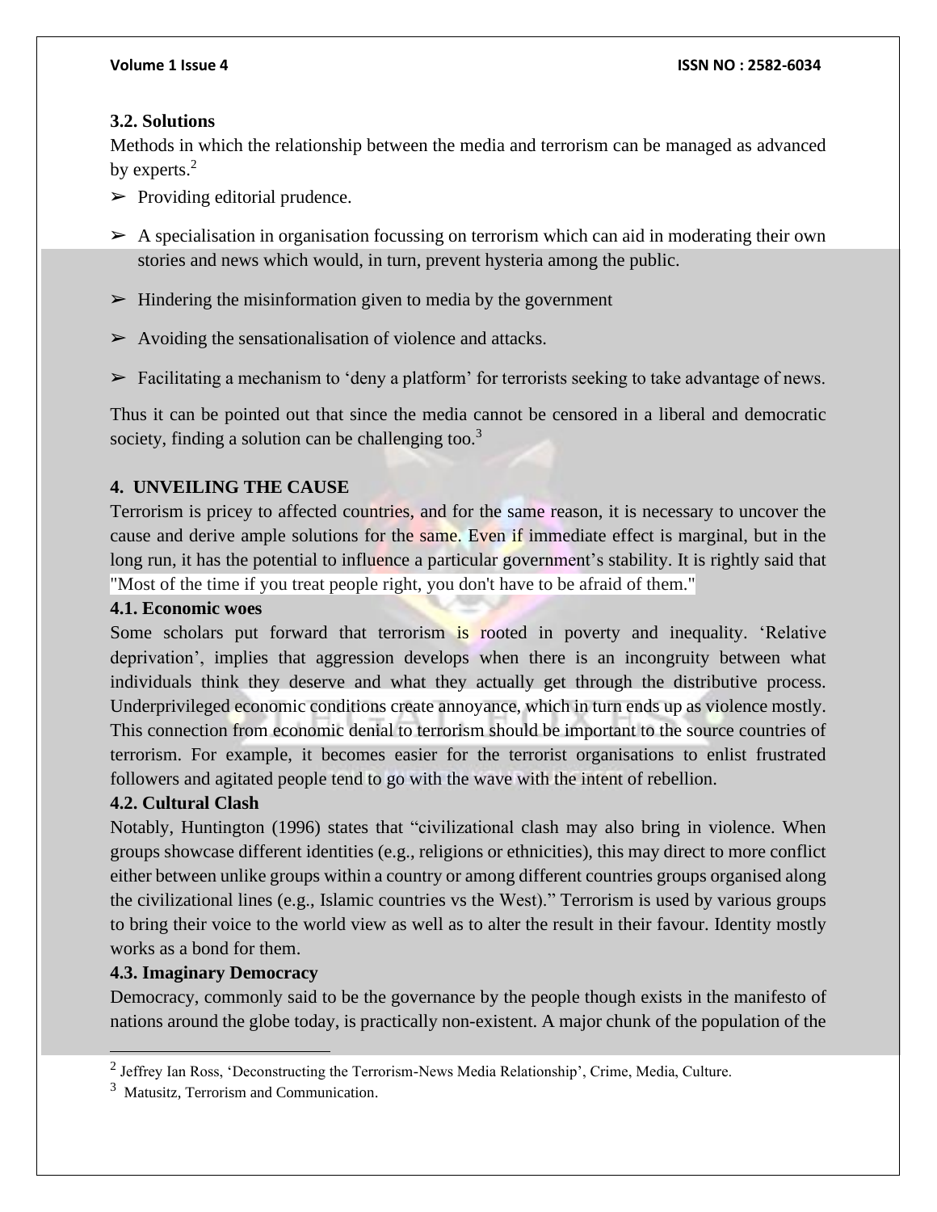### 3.2. Solutions

Methods in which the relationship between the media and terrorism can be managed as advanced by experts.[2]

- Providing editorial prudence.
- A specialisation in organisation focussing on terrorism which can aid in moderating their own stories and news which would, in turn, prevent hysteria among the public.
- Hindering the misinformation given to media by the government
- Avoiding the sensationalisation of violence and attacks.
- Facilitating a mechanism to 'deny a platform' for terrorists seeking to take advantage of news.

Thus it can be pointed out that since the media cannot be censored in a liberal and democratic society, finding a solution can be challenging too.[3]

## 4. UNVEILING THE CAUSE

Terrorism is pricey to affected countries, and for the same reason, it is necessary to uncover the cause and derive ample solutions for the same. Even if immediate effect is marginal, but in the long run, it has the potential to influence a particular government's stability. It is rightly said that "Most of the time if you treat people right, you don't have to be afraid of them."

### 4.1. Economic woes

Some scholars put forward that terrorism is rooted in poverty and inequality. 'Relative deprivation', implies that aggression develops when there is an incongruity between what individuals think they deserve and what they actually get through the distributive process. Underprivileged economic conditions create annoyance, which in turn ends up as violence mostly. This connection from economic denial to terrorism should be important to the source countries of terrorism. For example, it becomes easier for the terrorist organisations to enlist frustrated followers and agitated people tend to go with the wave with the intent of rebellion.

### 4.2. Cultural Clash

Notably, Huntington (1996) states that "civilizational clash may also bring in violence. When groups showcase different identities (e.g., religions or ethnicities), this may direct to more conflict either between unlike groups within a country or among different countries groups organised along the civilizational lines (e.g., Islamic countries vs the West)." Terrorism is used by various groups to bring their voice to the world view as well as to alter the result in their favour. Identity mostly works as a bond for them.

### 4.3. Imaginary Democracy

Democracy, commonly said to be the governance by the people though exists in the manifesto of nations around the globe today, is practically non-existent. A major chunk of the population of the

---

[2] Jeffrey Ian Ross, 'Deconstructing the Terrorism-News Media Relationship', Crime, Media, Culture.

[3] Matusitz, Terrorism and Communication.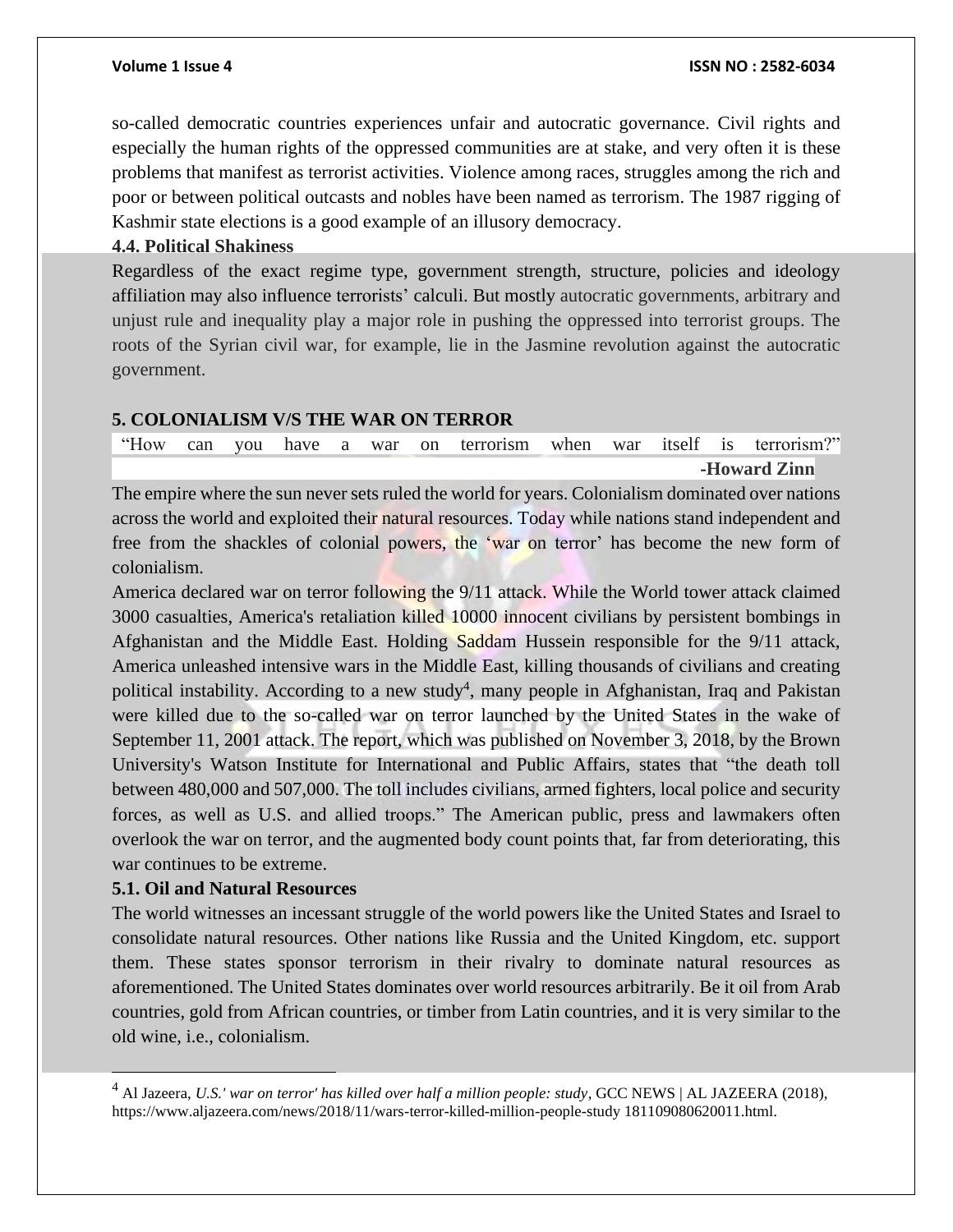so-called democratic countries experiences unfair and autocratic governance. Civil rights and especially the human rights of the oppressed communities are at stake, and very often it is these problems that manifest as terrorist activities. Violence among races, struggles among the rich and poor or between political outcasts and nobles have been named as terrorism. The 1987 rigging of Kashmir state elections is a good example of an illusory democracy.

### 4.4. Political Shakiness

Regardless of the exact regime type, government strength, structure, policies and ideology affiliation may also influence terrorists' calculi. But mostly autocratic governments, arbitrary and unjust rule and inequality play a major role in pushing the oppressed into terrorist groups. The roots of the Syrian civil war, for example, lie in the Jasmine revolution against the autocratic government.

## 5. COLONIALISM V/S THE WAR ON TERROR

"How can you have a war on terrorism when war itself is terrorism?"

**-Howard Zinn**

The empire where the sun never sets ruled the world for years. Colonialism dominated over nations across the world and exploited their natural resources. Today while nations stand independent and free from the shackles of colonial powers, the 'war on terror' has become the new form of colonialism.

America declared war on terror following the 9/11 attack. While the World tower attack claimed 3000 casualties, America's retaliation killed 10000 innocent civilians by persistent bombings in Afghanistan and the Middle East. Holding Saddam Hussein responsible for the 9/11 attack, America unleashed intensive wars in the Middle East, killing thousands of civilians and creating political instability. According to a new study[4], many people in Afghanistan, Iraq and Pakistan were killed due to the so-called war on terror launched by the United States in the wake of September 11, 2001 attack. The report, which was published on November 3, 2018, by the Brown University's Watson Institute for International and Public Affairs, states that "the death toll between 480,000 and 507,000. The toll includes civilians, armed fighters, local police and security forces, as well as U.S. and allied troops." The American public, press and lawmakers often overlook the war on terror, and the augmented body count points that, far from deteriorating, this war continues to be extreme.

### 5.1. Oil and Natural Resources

The world witnesses an incessant struggle of the world powers like the United States and Israel to consolidate natural resources. Other nations like Russia and the United Kingdom, etc. support them. These states sponsor terrorism in their rivalry to dominate natural resources as aforementioned. The United States dominates over world resources arbitrarily. Be it oil from Arab countries, gold from African countries, or timber from Latin countries, and it is very similar to the old wine, i.e., colonialism.

---

[4] Al Jazeera, *U.S.' war on terror' has killed over half a million people: study*, GCC NEWS | AL JAZEERA (2018), https://www.aljazeera.com/news/2018/11/wars-terror-killed-million-people-study 181109080620011.html.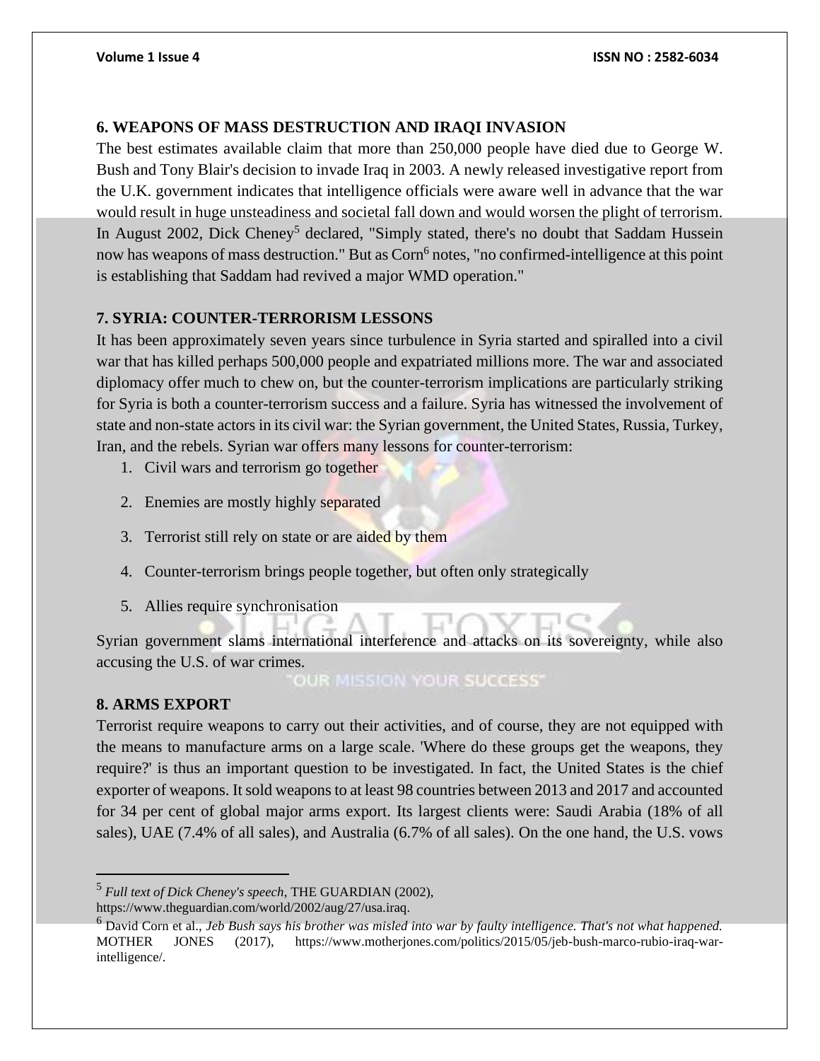## 6. WEAPONS OF MASS DESTRUCTION AND IRAQI INVASION

The best estimates available claim that more than 250,000 people have died due to George W. Bush and Tony Blair's decision to invade Iraq in 2003. A newly released investigative report from the U.K. government indicates that intelligence officials were aware well in advance that the war would result in huge unsteadiness and societal fall down and would worsen the plight of terrorism. In August 2002, Dick Cheney[5] declared, "Simply stated, there's no doubt that Saddam Hussein now has weapons of mass destruction." But as Corn[6] notes, "no confirmed-intelligence at this point is establishing that Saddam had revived a major WMD operation."

## 7. SYRIA: COUNTER-TERRORISM LESSONS

It has been approximately seven years since turbulence in Syria started and spiralled into a civil war that has killed perhaps 500,000 people and expatriated millions more. The war and associated diplomacy offer much to chew on, but the counter-terrorism implications are particularly striking for Syria is both a counter-terrorism success and a failure. Syria has witnessed the involvement of state and non-state actors in its civil war: the Syrian government, the United States, Russia, Turkey, Iran, and the rebels. Syrian war offers many lessons for counter-terrorism:

1. Civil wars and terrorism go together
2. Enemies are mostly highly separated
3. Terrorist still rely on state or are aided by them
4. Counter-terrorism brings people together, but often only strategically
5. Allies require synchronisation

Syrian government slams international interference and attacks on its sovereignty, while also accusing the U.S. of war crimes.

## 8. ARMS EXPORT

Terrorist require weapons to carry out their activities, and of course, they are not equipped with the means to manufacture arms on a large scale. 'Where do these groups get the weapons, they require?' is thus an important question to be investigated. In fact, the United States is the chief exporter of weapons. It sold weapons to at least 98 countries between 2013 and 2017 and accounted for 34 per cent of global major arms export. Its largest clients were: Saudi Arabia (18% of all sales), UAE (7.4% of all sales), and Australia (6.7% of all sales). On the one hand, the U.S. vows

---

[5] *Full text of Dick Cheney's speech*, THE GUARDIAN (2002), https://www.theguardian.com/world/2002/aug/27/usa.iraq.

[6] David Corn et al., *Jeb Bush says his brother was misled into war by faulty intelligence. That's not what happened.* MOTHER JONES (2017), https://www.motherjones.com/politics/2015/05/jeb-bush-marco-rubio-iraq-war-intelligence/.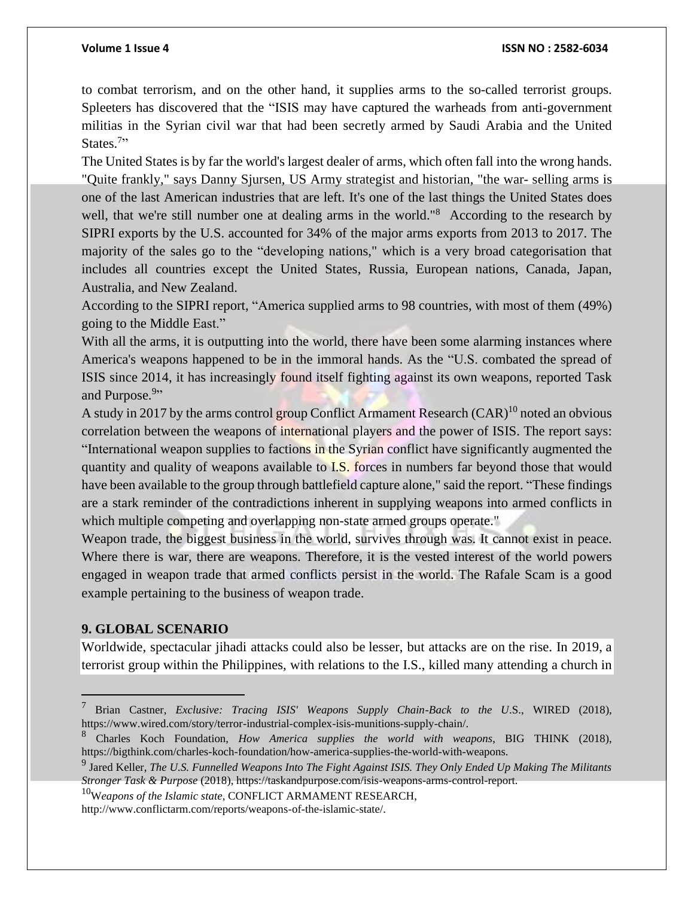to combat terrorism, and on the other hand, it supplies arms to the so-called terrorist groups. Spleeters has discovered that the "ISIS may have captured the warheads from anti-government militias in the Syrian civil war that had been secretly armed by Saudi Arabia and the United States.[7]"

The United States is by far the world's largest dealer of arms, which often fall into the wrong hands. "Quite frankly," says Danny Sjursen, US Army strategist and historian, "the war- selling arms is one of the last American industries that are left. It's one of the last things the United States does well, that we're still number one at dealing arms in the world."[8] According to the research by SIPRI exports by the U.S. accounted for 34% of the major arms exports from 2013 to 2017. The majority of the sales go to the "developing nations," which is a very broad categorisation that includes all countries except the United States, Russia, European nations, Canada, Japan, Australia, and New Zealand.

According to the SIPRI report, "America supplied arms to 98 countries, with most of them (49%) going to the Middle East."

With all the arms, it is outputting into the world, there have been some alarming instances where America's weapons happened to be in the immoral hands. As the "U.S. combated the spread of ISIS since 2014, it has increasingly found itself fighting against its own weapons, reported Task and Purpose.[9]"

A study in 2017 by the arms control group Conflict Armament Research (CAR)[10] noted an obvious correlation between the weapons of international players and the power of ISIS. The report says: "International weapon supplies to factions in the Syrian conflict have significantly augmented the quantity and quality of weapons available to I.S. forces in numbers far beyond those that would have been available to the group through battlefield capture alone," said the report. "These findings are a stark reminder of the contradictions inherent in supplying weapons into armed conflicts in which multiple competing and overlapping non-state armed groups operate."

Weapon trade, the biggest business in the world, survives through was. It cannot exist in peace. Where there is war, there are weapons. Therefore, it is the vested interest of the world powers engaged in weapon trade that armed conflicts persist in the world. The Rafale Scam is a good example pertaining to the business of weapon trade.

## 9. GLOBAL SCENARIO

Worldwide, spectacular jihadi attacks could also be lesser, but attacks are on the rise. In 2019, a terrorist group within the Philippines, with relations to the I.S., killed many attending a church in

---

[7] Brian Castner, *Exclusive: Tracing ISIS' Weapons Supply Chain-Back to the U*.S., WIRED (2018), https://www.wired.com/story/terror-industrial-complex-isis-munitions-supply-chain/.

[8] Charles Koch Foundation, *How America supplies the world with weapons*, BIG THINK (2018), https://bigthink.com/charles-koch-foundation/how-america-supplies-the-world-with-weapons.

[9] Jared Keller, *The U.S. Funnelled Weapons Into The Fight Against ISIS. They Only Ended Up Making The Militants Stronger Task & Purpose* (2018), https://taskandpurpose.com/isis-weapons-arms-control-report.

[10] *Weapons of the Islamic state*, CONFLICT ARMAMENT RESEARCH, http://www.conflictarm.com/reports/weapons-of-the-islamic-state/.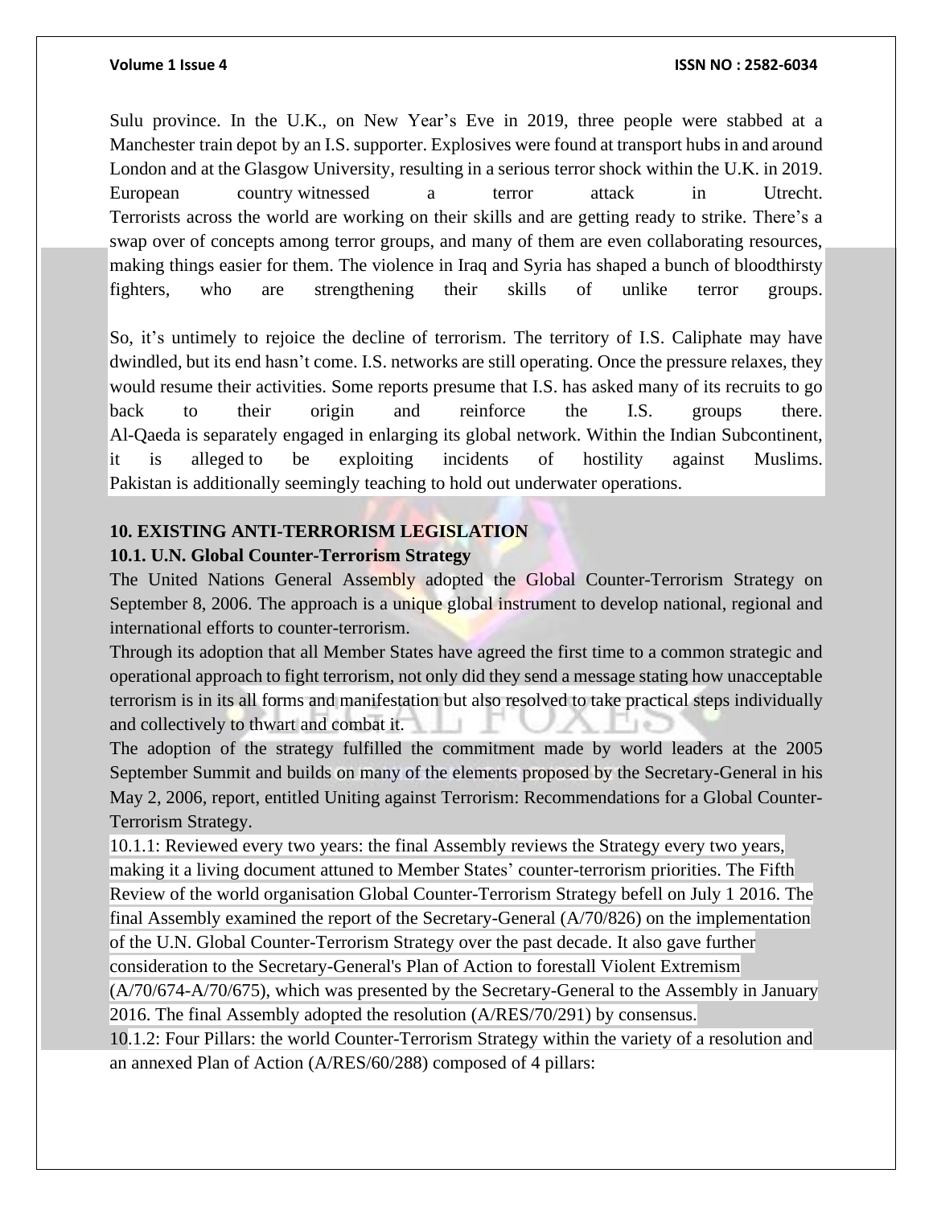Sulu province. In the U.K., on New Year's Eve in 2019, three people were stabbed at a Manchester train depot by an I.S. supporter. Explosives were found at transport hubs in and around London and at the Glasgow University, resulting in a serious terror shock within the U.K. in 2019. European country witnessed a terror attack in Utrecht.
Terrorists across the world are working on their skills and are getting ready to strike. There's a swap over of concepts among terror groups, and many of them are even collaborating resources, making things easier for them. The violence in Iraq and Syria has shaped a bunch of bloodthirsty fighters, who are strengthening their skills of unlike terror groups.

So, it's untimely to rejoice the decline of terrorism. The territory of I.S. Caliphate may have dwindled, but its end hasn't come. I.S. networks are still operating. Once the pressure relaxes, they would resume their activities. Some reports presume that I.S. has asked many of its recruits to go back to their origin and reinforce the I.S. groups there.
Al-Qaeda is separately engaged in enlarging its global network. Within the Indian Subcontinent, it is alleged to be exploiting incidents of hostility against Muslims.
Pakistan is additionally seemingly teaching to hold out underwater operations.

## 10. EXISTING ANTI-TERRORISM LEGISLATION

### 10.1. U.N. Global Counter-Terrorism Strategy

The United Nations General Assembly adopted the Global Counter-Terrorism Strategy on September 8, 2006. The approach is a unique global instrument to develop national, regional and international efforts to counter-terrorism.
Through its adoption that all Member States have agreed the first time to a common strategic and operational approach to fight terrorism, not only did they send a message stating how unacceptable terrorism is in its all forms and manifestation but also resolved to take practical steps individually and collectively to thwart and combat it.
The adoption of the strategy fulfilled the commitment made by world leaders at the 2005 September Summit and builds on many of the elements proposed by the Secretary-General in his May 2, 2006, report, entitled Uniting against Terrorism: Recommendations for a Global Counter-Terrorism Strategy.
10.1.1: Reviewed every two years: the final Assembly reviews the Strategy every two years, making it a living document attuned to Member States' counter-terrorism priorities. The Fifth Review of the world organisation Global Counter-Terrorism Strategy befell on July 1 2016. The final Assembly examined the report of the Secretary-General (A/70/826) on the implementation of the U.N. Global Counter-Terrorism Strategy over the past decade. It also gave further consideration to the Secretary-General's Plan of Action to forestall Violent Extremism (A/70/674-A/70/675), which was presented by the Secretary-General to the Assembly in January 2016. The final Assembly adopted the resolution (A/RES/70/291) by consensus.
10.1.2: Four Pillars: the world Counter-Terrorism Strategy within the variety of a resolution and an annexed Plan of Action (A/RES/60/288) composed of 4 pillars: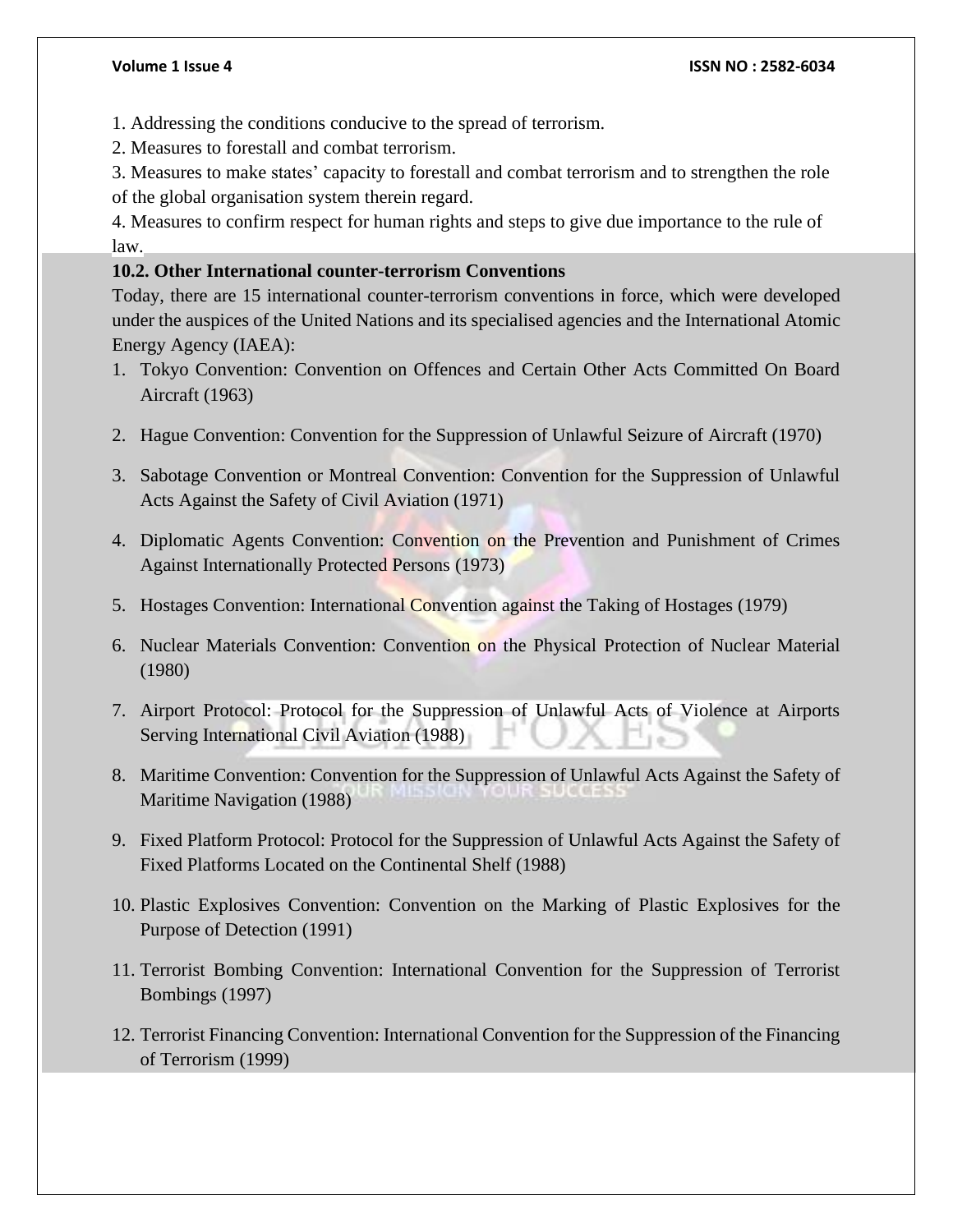1. Addressing the conditions conducive to the spread of terrorism.
2. Measures to forestall and combat terrorism.
3. Measures to make states' capacity to forestall and combat terrorism and to strengthen the role of the global organisation system therein regard.
4. Measures to confirm respect for human rights and steps to give due importance to the rule of law.

**10.2. Other International counter-terrorism Conventions**

Today, there are 15 international counter-terrorism conventions in force, which were developed under the auspices of the United Nations and its specialised agencies and the International Atomic Energy Agency (IAEA):

1. Tokyo Convention: Convention on Offences and Certain Other Acts Committed On Board Aircraft (1963)
2. Hague Convention: Convention for the Suppression of Unlawful Seizure of Aircraft (1970)
3. Sabotage Convention or Montreal Convention: Convention for the Suppression of Unlawful Acts Against the Safety of Civil Aviation (1971)
4. Diplomatic Agents Convention: Convention on the Prevention and Punishment of Crimes Against Internationally Protected Persons (1973)
5. Hostages Convention: International Convention against the Taking of Hostages (1979)
6. Nuclear Materials Convention: Convention on the Physical Protection of Nuclear Material (1980)
7. Airport Protocol: Protocol for the Suppression of Unlawful Acts of Violence at Airports Serving International Civil Aviation (1988)
8. Maritime Convention: Convention for the Suppression of Unlawful Acts Against the Safety of Maritime Navigation (1988)
9. Fixed Platform Protocol: Protocol for the Suppression of Unlawful Acts Against the Safety of Fixed Platforms Located on the Continental Shelf (1988)
10. Plastic Explosives Convention: Convention on the Marking of Plastic Explosives for the Purpose of Detection (1991)
11. Terrorist Bombing Convention: International Convention for the Suppression of Terrorist Bombings (1997)
12. Terrorist Financing Convention: International Convention for the Suppression of the Financing of Terrorism (1999)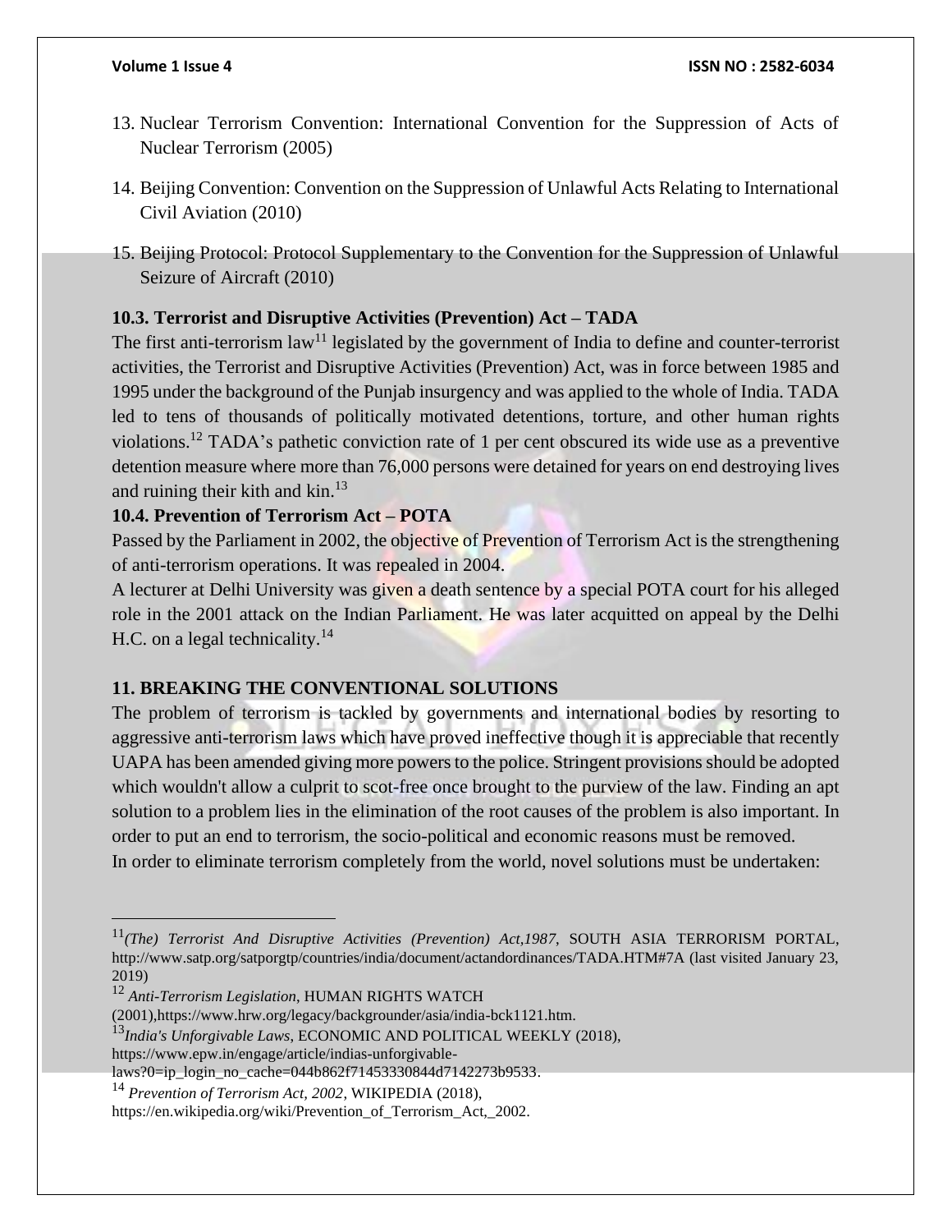13. Nuclear Terrorism Convention: International Convention for the Suppression of Acts of Nuclear Terrorism (2005)

14. Beijing Convention: Convention on the Suppression of Unlawful Acts Relating to International Civil Aviation (2010)

15. Beijing Protocol: Protocol Supplementary to the Convention for the Suppression of Unlawful Seizure of Aircraft (2010)

**10.3. Terrorist and Disruptive Activities (Prevention) Act – TADA**

The first anti-terrorism law[11] legislated by the government of India to define and counter-terrorist activities, the Terrorist and Disruptive Activities (Prevention) Act, was in force between 1985 and 1995 under the background of the Punjab insurgency and was applied to the whole of India. TADA led to tens of thousands of politically motivated detentions, torture, and other human rights violations.[12] TADA's pathetic conviction rate of 1 per cent obscured its wide use as a preventive detention measure where more than 76,000 persons were detained for years on end destroying lives and ruining their kith and kin.[13]

**10.4. Prevention of Terrorism Act – POTA**

Passed by the Parliament in 2002, the objective of Prevention of Terrorism Act is the strengthening of anti-terrorism operations. It was repealed in 2004.

A lecturer at Delhi University was given a death sentence by a special POTA court for his alleged role in the 2001 attack on the Indian Parliament. He was later acquitted on appeal by the Delhi H.C. on a legal technicality.[14]

**11. BREAKING THE CONVENTIONAL SOLUTIONS**

The problem of terrorism is tackled by governments and international bodies by resorting to aggressive anti-terrorism laws which have proved ineffective though it is appreciable that recently UAPA has been amended giving more powers to the police. Stringent provisions should be adopted which wouldn't allow a culprit to scot-free once brought to the purview of the law. Finding an apt solution to a problem lies in the elimination of the root causes of the problem is also important. In order to put an end to terrorism, the socio-political and economic reasons must be removed.

In order to eliminate terrorism completely from the world, novel solutions must be undertaken:

---

[11] *(The) Terrorist And Disruptive Activities (Prevention) Act,1987*, SOUTH ASIA TERRORISM PORTAL, http://www.satp.org/satporgtp/countries/india/document/actandordinances/TADA.HTM#7A (last visited January 23, 2019)

[12] *Anti-Terrorism Legislation*, HUMAN RIGHTS WATCH (2001),https://www.hrw.org/legacy/backgrounder/asia/india-bck1121.htm.

[13] *India's Unforgivable Laws*, ECONOMIC AND POLITICAL WEEKLY (2018), https://www.epw.in/engage/article/indias-unforgivable-laws?0=ip_login_no_cache=044b862f71453330844d7142273b9533.

[14] *Prevention of Terrorism Act, 2002*, WIKIPEDIA (2018), https://en.wikipedia.org/wiki/Prevention_of_Terrorism_Act,_2002.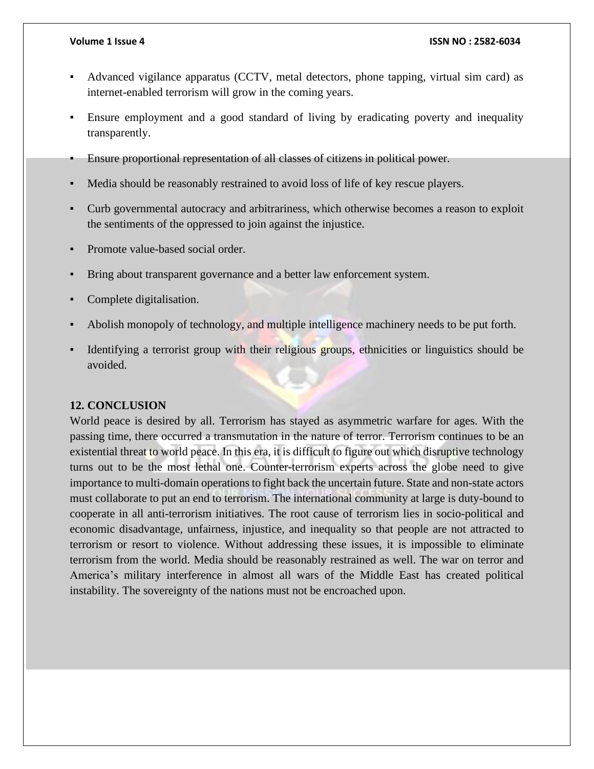- Advanced vigilance apparatus (CCTV, metal detectors, phone tapping, virtual sim card) as internet-enabled terrorism will grow in the coming years.
- Ensure employment and a good standard of living by eradicating poverty and inequality transparently.
- Ensure proportional representation of all classes of citizens in political power.
- Media should be reasonably restrained to avoid loss of life of key rescue players.
- Curb governmental autocracy and arbitrariness, which otherwise becomes a reason to exploit the sentiments of the oppressed to join against the injustice.
- Promote value-based social order.
- Bring about transparent governance and a better law enforcement system.
- Complete digitalisation.
- Abolish monopoly of technology, and multiple intelligence machinery needs to be put forth.
- Identifying a terrorist group with their religious groups, ethnicities or linguistics should be avoided.

## 12. CONCLUSION

World peace is desired by all. Terrorism has stayed as asymmetric warfare for ages. With the passing time, there occurred a transmutation in the nature of terror. Terrorism continues to be an existential threat to world peace. In this era, it is difficult to figure out which disruptive technology turns out to be the most lethal one. Counter-terrorism experts across the globe need to give importance to multi-domain operations to fight back the uncertain future. State and non-state actors must collaborate to put an end to terrorism. The international community at large is duty-bound to cooperate in all anti-terrorism initiatives. The root cause of terrorism lies in socio-political and economic disadvantage, unfairness, injustice, and inequality so that people are not attracted to terrorism or resort to violence. Without addressing these issues, it is impossible to eliminate terrorism from the world. Media should be reasonably restrained as well. The war on terror and America's military interference in almost all wars of the Middle East has created political instability. The sovereignty of the nations must not be encroached upon.